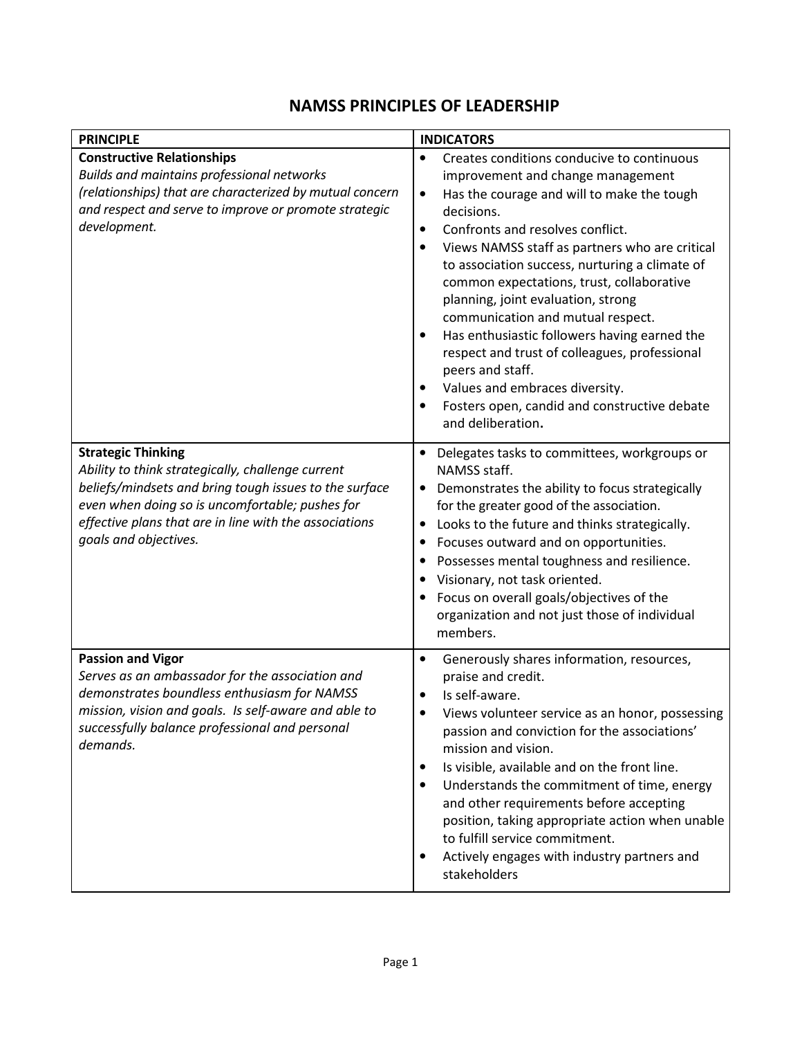# NAMSS PRINCIPLES OF LEADERSHIP

| PRINCIPLE | INDICATORS |
|---|---|
| **Constructive Relationships**<br>*Builds and maintains professional networks (relationships) that are characterized by mutual concern and respect and serve to improve or promote strategic development.* | • Creates conditions conducive to continuous improvement and change management<br>• Has the courage and will to make the tough decisions.<br>• Confronts and resolves conflict.<br>• Views NAMSS staff as partners who are critical to association success, nurturing a climate of common expectations, trust, collaborative planning, joint evaluation, strong communication and mutual respect.<br>• Has enthusiastic followers having earned the respect and trust of colleagues, professional peers and staff.<br>• Values and embraces diversity.<br>• Fosters open, candid and constructive debate and deliberation**.** |
| **Strategic Thinking**<br>*Ability to think strategically, challenge current beliefs/mindsets and bring tough issues to the surface even when doing so is uncomfortable; pushes for effective plans that are in line with the associations goals and objectives.* | • Delegates tasks to committees, workgroups or NAMSS staff.<br>• Demonstrates the ability to focus strategically for the greater good of the association.<br>• Looks to the future and thinks strategically.<br>• Focuses outward and on opportunities.<br>• Possesses mental toughness and resilience.<br>• Visionary, not task oriented.<br>• Focus on overall goals/objectives of the organization and not just those of individual members. |
| **Passion and Vigor**<br>*Serves as an ambassador for the association and demonstrates boundless enthusiasm for NAMSS mission, vision and goals. Is self-aware and able to successfully balance professional and personal demands.* | • Generously shares information, resources, praise and credit.<br>• Is self-aware.<br>• Views volunteer service as an honor, possessing passion and conviction for the associations' mission and vision.<br>• Is visible, available and on the front line.<br>• Understands the commitment of time, energy and other requirements before accepting position, taking appropriate action when unable to fulfill service commitment.<br>• Actively engages with industry partners and stakeholders |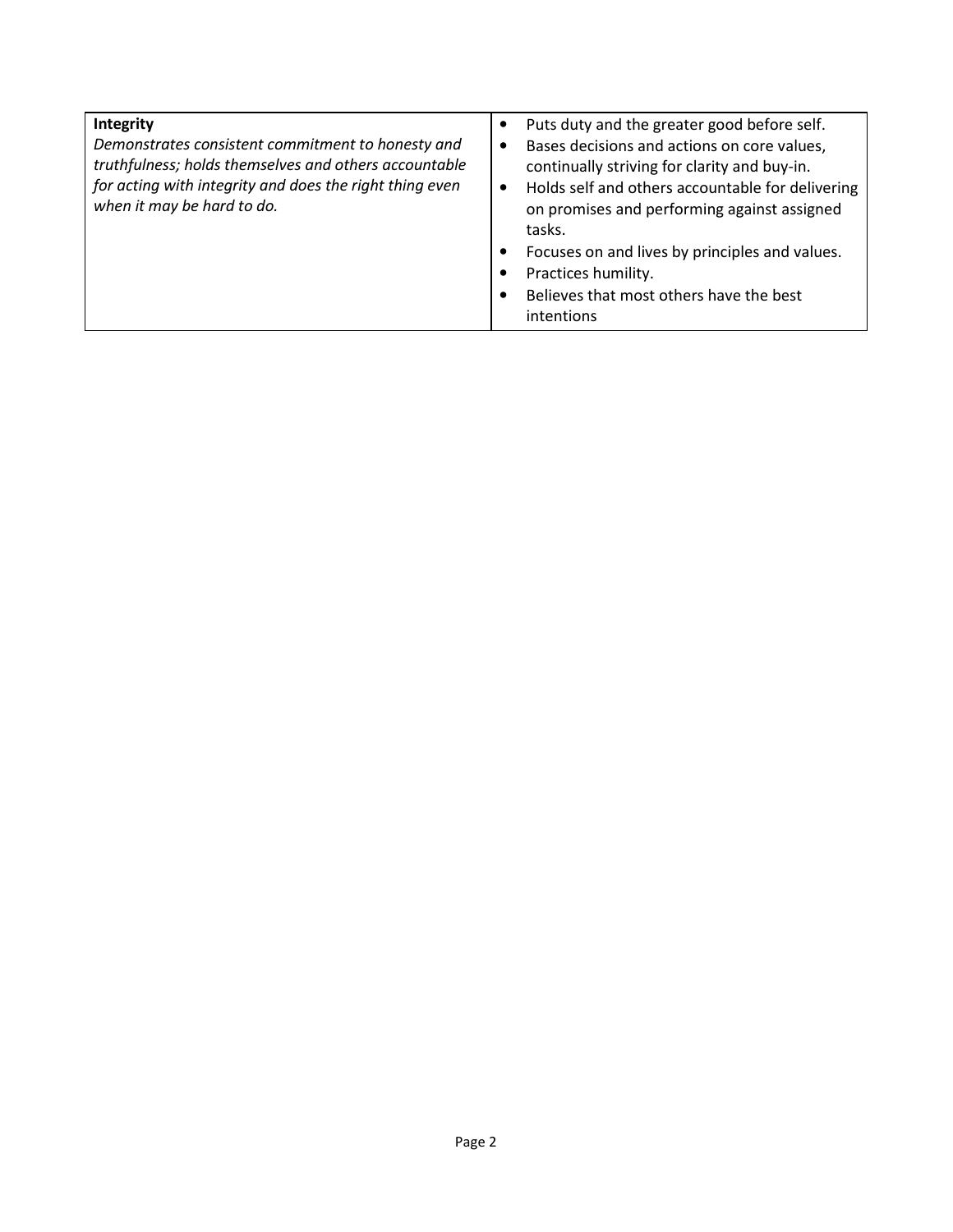| | |
|---|---|
| **Integrity**<br>*Demonstrates consistent commitment to honesty and truthfulness; holds themselves and others accountable for acting with integrity and does the right thing even when it may be hard to do.* | • Puts duty and the greater good before self.<br>• Bases decisions and actions on core values, continually striving for clarity and buy-in.<br>• Holds self and others accountable for delivering on promises and performing against assigned tasks.<br>• Focuses on and lives by principles and values.<br>• Practices humility.<br>• Believes that most others have the best intentions |